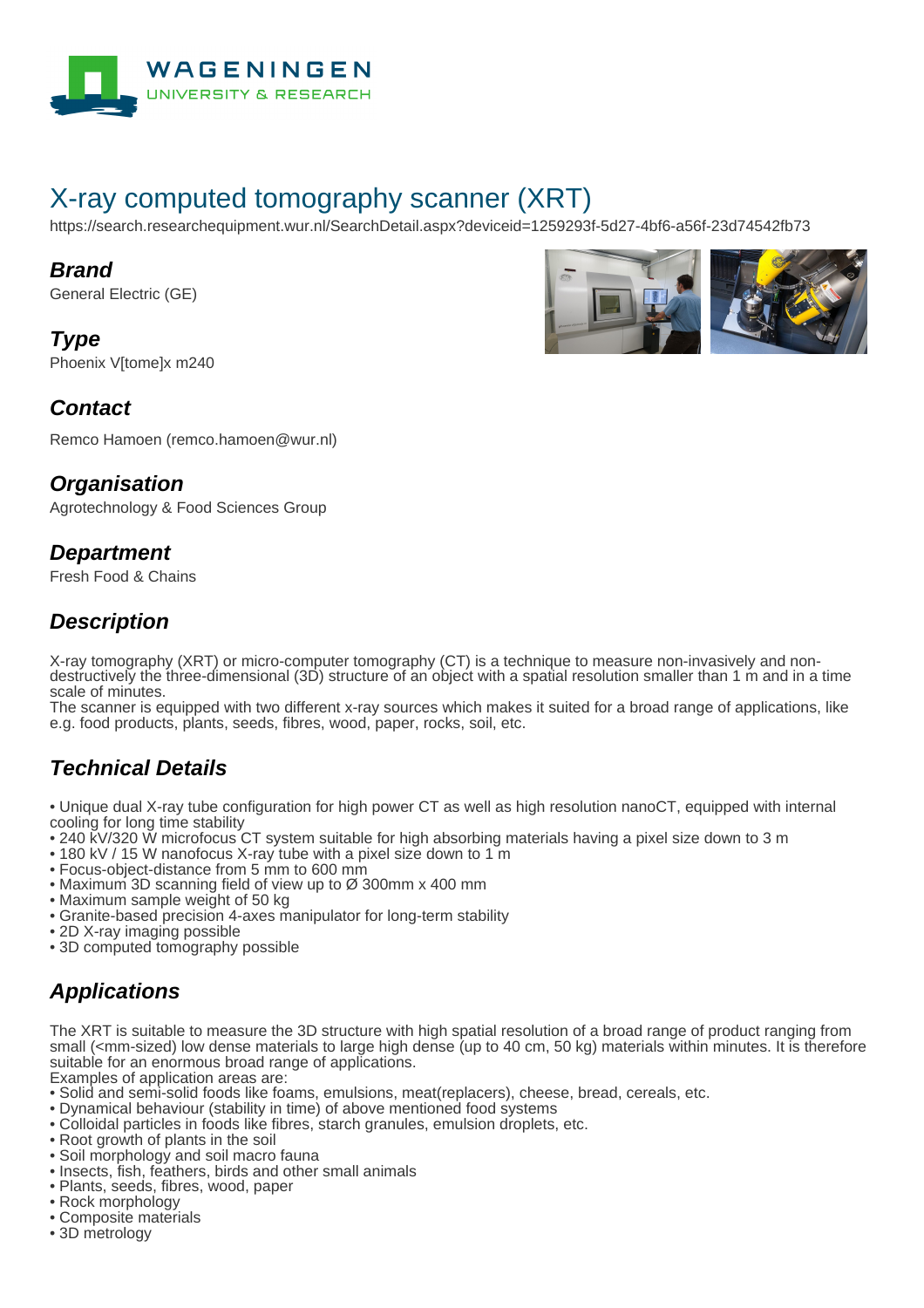# X-ray computed tomography scanner (XRT)

https://search.researchequipment.wur.nl/SearchDetail.aspx?deviceid=1259293f-5d27-4bf6-a56f-23d74542fb73

## Brand

General Electric (GE)

## Type

Phoenix V[tome]x m240

## Contact

Remco Hamoen (remco.hamoen@wur.nl)

## Organisation

Agrotechnology & Food Sciences Group

## Department

Fresh Food & Chains

## Description

X-ray tomography (XRT) or micro-computer tomography (CT) is a technique to measure non-invasively and non-destructively the three-dimensional (3D) structure of an object with a spatial resolution smaller than 1 m and in a time scale of minutes.
The scanner is equipped with two different x-ray sources which makes it suited for a broad range of applications, like e.g. food products, plants, seeds, fibres, wood, paper, rocks, soil, etc.

## Technical Details

- Unique dual X-ray tube configuration for high power CT as well as high resolution nanoCT, equipped with internal cooling for long time stability
- 240 kV/320 W microfocus CT system suitable for high absorbing materials having a pixel size down to 3 m
- 180 kV / 15 W nanofocus X-ray tube with a pixel size down to 1 m
- Focus-object-distance from 5 mm to 600 mm
- Maximum 3D scanning field of view up to Ø 300mm x 400 mm
- Maximum sample weight of 50 kg
- Granite-based precision 4-axes manipulator for long-term stability
- 2D X-ray imaging possible
- 3D computed tomography possible

## Applications

The XRT is suitable to measure the 3D structure with high spatial resolution of a broad range of product ranging from small (<mm-sized) low dense materials to large high dense (up to 40 cm, 50 kg) materials within minutes. It is therefore suitable for an enormous broad range of applications.
Examples of application areas are:

- Solid and semi-solid foods like foams, emulsions, meat(replacers), cheese, bread, cereals, etc.
- Dynamical behaviour (stability in time) of above mentioned food systems
- Colloidal particles in foods like fibres, starch granules, emulsion droplets, etc.
- Root growth of plants in the soil
- Soil morphology and soil macro fauna
- Insects, fish, feathers, birds and other small animals
- Plants, seeds, fibres, wood, paper
- Rock morphology
- Composite materials
- 3D metrology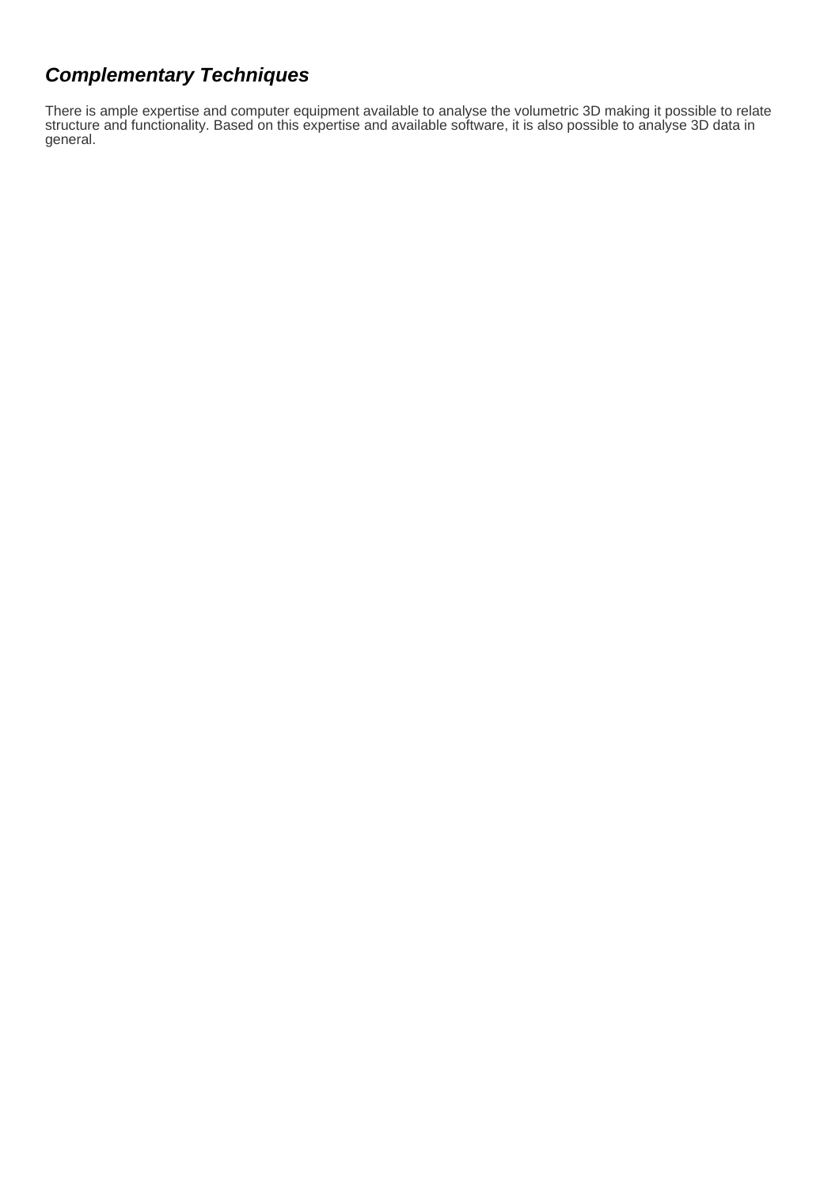## ***Complementary Techniques***

There is ample expertise and computer equipment available to analyse the volumetric 3D making it possible to relate structure and functionality. Based on this expertise and available software, it is also possible to analyse 3D data in general.